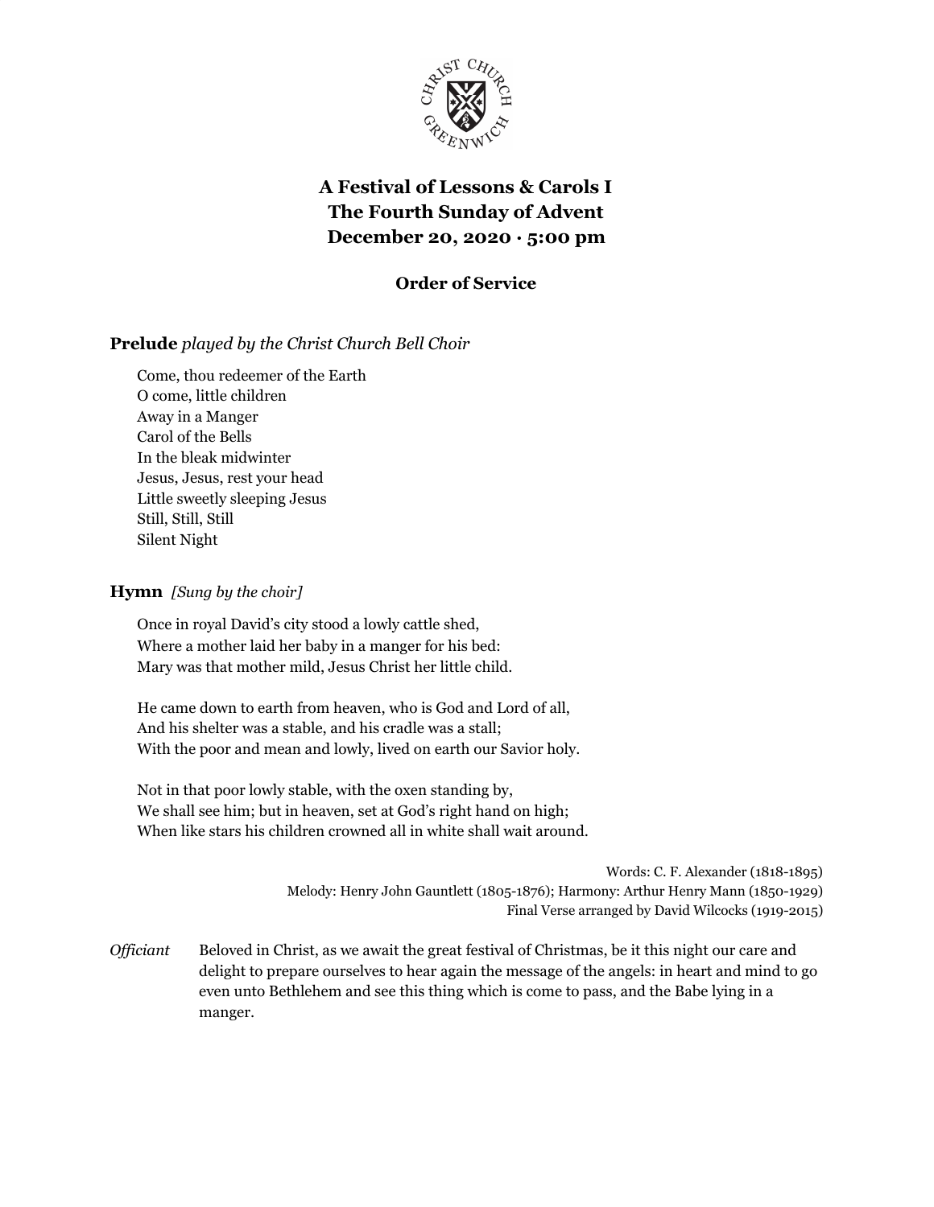CHRIST CHURCH GREENWICH

# A Festival of Lessons & Carols I
# The Fourth Sunday of Advent
# December 20, 2020 · 5:00 pm

## Order of Service

**Prelude** *played by the Christ Church Bell Choir*

Come, thou redeemer of the Earth
O come, little children
Away in a Manger
Carol of the Bells
In the bleak midwinter
Jesus, Jesus, rest your head
Little sweetly sleeping Jesus
Still, Still, Still
Silent Night

**Hymn** *[Sung by the choir]*

Once in royal David's city stood a lowly cattle shed,
Where a mother laid her baby in a manger for his bed:
Mary was that mother mild, Jesus Christ her little child.

He came down to earth from heaven, who is God and Lord of all,
And his shelter was a stable, and his cradle was a stall;
With the poor and mean and lowly, lived on earth our Savior holy.

Not in that poor lowly stable, with the oxen standing by,
We shall see him; but in heaven, set at God's right hand on high;
When like stars his children crowned all in white shall wait around.

Words: C. F. Alexander (1818-1895)
Melody: Henry John Gauntlett (1805-1876); Harmony: Arthur Henry Mann (1850-1929)
Final Verse arranged by David Wilcocks (1919-2015)

*Officiant* Beloved in Christ, as we await the great festival of Christmas, be it this night our care and delight to prepare ourselves to hear again the message of the angels: in heart and mind to go even unto Bethlehem and see this thing which is come to pass, and the Babe lying in a manger.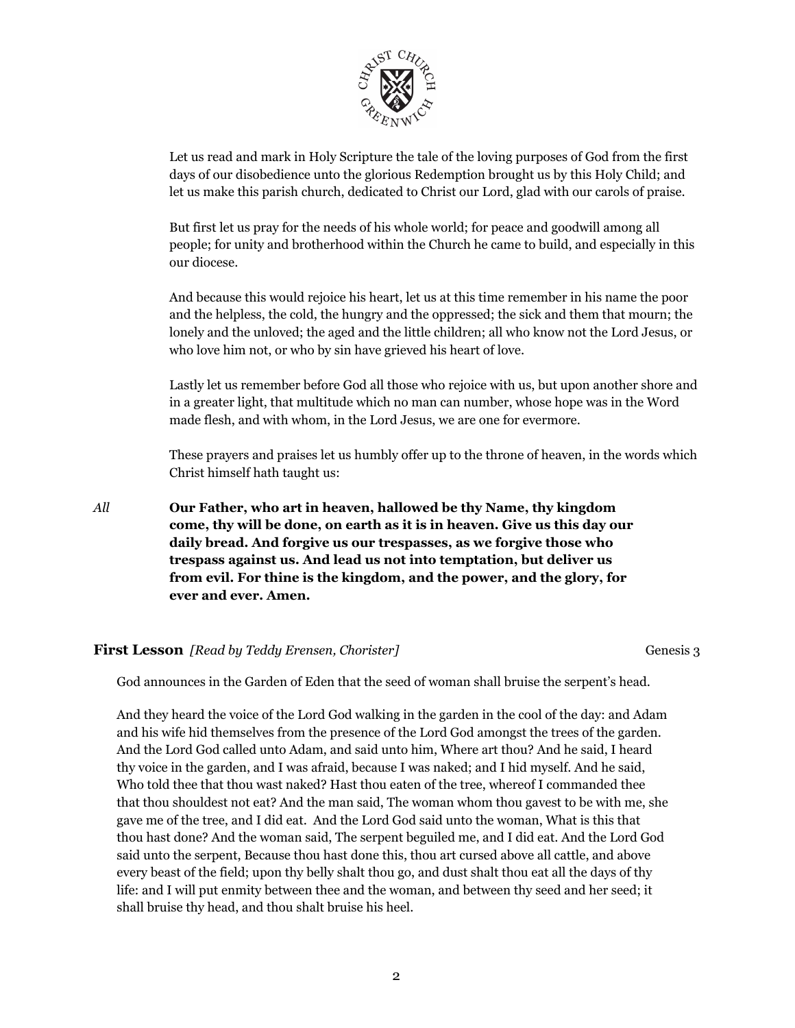Let us read and mark in Holy Scripture the tale of the loving purposes of God from the first days of our disobedience unto the glorious Redemption brought us by this Holy Child; and let us make this parish church, dedicated to Christ our Lord, glad with our carols of praise.

But first let us pray for the needs of his whole world; for peace and goodwill among all people; for unity and brotherhood within the Church he came to build, and especially in this our diocese.

And because this would rejoice his heart, let us at this time remember in his name the poor and the helpless, the cold, the hungry and the oppressed; the sick and them that mourn; the lonely and the unloved; the aged and the little children; all who know not the Lord Jesus, or who love him not, or who by sin have grieved his heart of love.

Lastly let us remember before God all those who rejoice with us, but upon another shore and in a greater light, that multitude which no man can number, whose hope was in the Word made flesh, and with whom, in the Lord Jesus, we are one for evermore.

These prayers and praises let us humbly offer up to the throne of heaven, in the words which Christ himself hath taught us:

*All* **Our Father, who art in heaven, hallowed be thy Name, thy kingdom come, thy will be done, on earth as it is in heaven. Give us this day our daily bread. And forgive us our trespasses, as we forgive those who trespass against us. And lead us not into temptation, but deliver us from evil. For thine is the kingdom, and the power, and the glory, for ever and ever. Amen.**

**First Lesson** *[Read by Teddy Erensen, Chorister]* Genesis 3

God announces in the Garden of Eden that the seed of woman shall bruise the serpent's head.

And they heard the voice of the Lord God walking in the garden in the cool of the day: and Adam and his wife hid themselves from the presence of the Lord God amongst the trees of the garden. And the Lord God called unto Adam, and said unto him, Where art thou? And he said, I heard thy voice in the garden, and I was afraid, because I was naked; and I hid myself. And he said, Who told thee that thou wast naked? Hast thou eaten of the tree, whereof I commanded thee that thou shouldest not eat? And the man said, The woman whom thou gavest to be with me, she gave me of the tree, and I did eat. And the Lord God said unto the woman, What is this that thou hast done? And the woman said, The serpent beguiled me, and I did eat. And the Lord God said unto the serpent, Because thou hast done this, thou art cursed above all cattle, and above every beast of the field; upon thy belly shalt thou go, and dust shalt thou eat all the days of thy life: and I will put enmity between thee and the woman, and between thy seed and her seed; it shall bruise thy head, and thou shalt bruise his heel.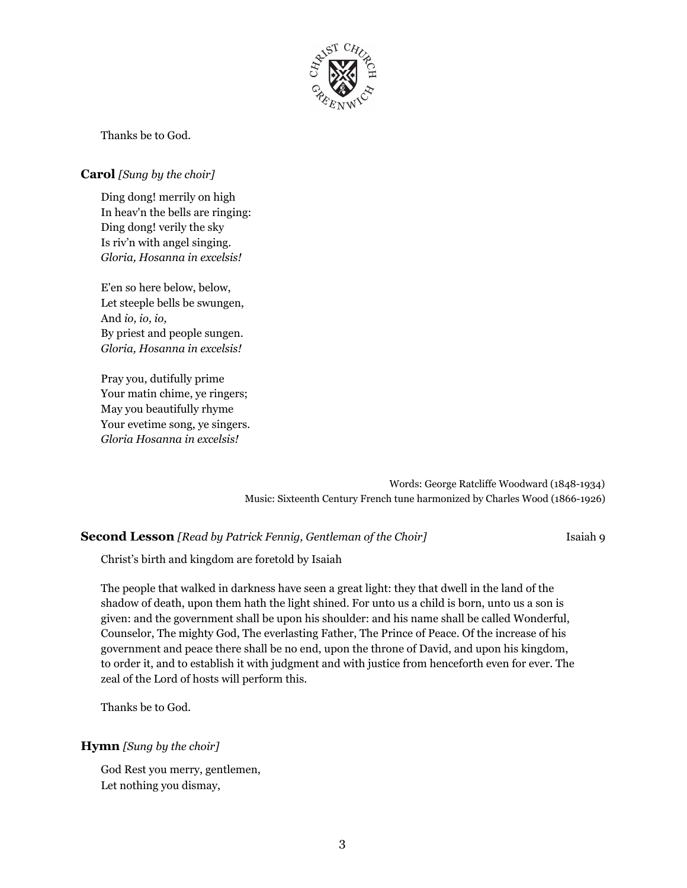Thanks be to God.

**Carol** *[Sung by the choir]*

Ding dong! merrily on high  
In heav'n the bells are ringing:  
Ding dong! verily the sky  
Is riv'n with angel singing.  
*Gloria, Hosanna in excelsis!*

E'en so here below, below,  
Let steeple bells be swungen,  
And *io, io, io,*  
By priest and people sungen.  
*Gloria, Hosanna in excelsis!*

Pray you, dutifully prime  
Your matin chime, ye ringers;  
May you beautifully rhyme  
Your evetime song, ye singers.  
*Gloria Hosanna in excelsis!*

Words: George Ratcliffe Woodward (1848-1934)  
Music: Sixteenth Century French tune harmonized by Charles Wood (1866-1926)

**Second Lesson** *[Read by Patrick Fennig, Gentleman of the Choir]* Isaiah 9

Christ's birth and kingdom are foretold by Isaiah

The people that walked in darkness have seen a great light: they that dwell in the land of the shadow of death, upon them hath the light shined. For unto us a child is born, unto us a son is given: and the government shall be upon his shoulder: and his name shall be called Wonderful, Counselor, The mighty God, The everlasting Father, The Prince of Peace. Of the increase of his government and peace there shall be no end, upon the throne of David, and upon his kingdom, to order it, and to establish it with judgment and with justice from henceforth even for ever. The zeal of the Lord of hosts will perform this.

Thanks be to God.

**Hymn** *[Sung by the choir]*

God Rest you merry, gentlemen,  
Let nothing you dismay,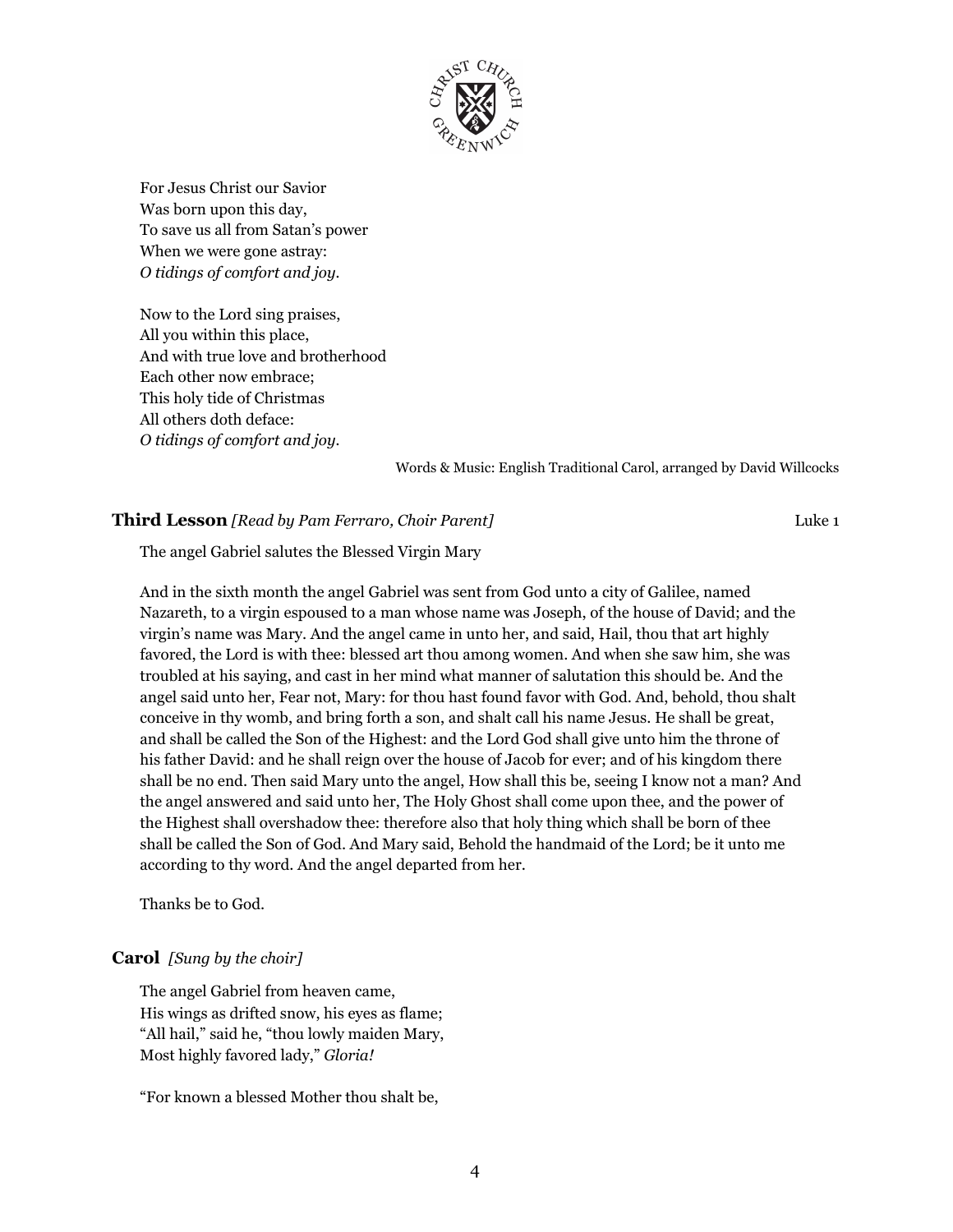For Jesus Christ our Savior
Was born upon this day,
To save us all from Satan's power
When we were gone astray:
*O tidings of comfort and joy.*

Now to the Lord sing praises,
All you within this place,
And with true love and brotherhood
Each other now embrace;
This holy tide of Christmas
All others doth deface:
*O tidings of comfort and joy.*

Words & Music: English Traditional Carol, arranged by David Willcocks

**Third Lesson** *[Read by Pam Ferraro, Choir Parent]* Luke 1

The angel Gabriel salutes the Blessed Virgin Mary

And in the sixth month the angel Gabriel was sent from God unto a city of Galilee, named Nazareth, to a virgin espoused to a man whose name was Joseph, of the house of David; and the virgin's name was Mary. And the angel came in unto her, and said, Hail, thou that art highly favored, the Lord is with thee: blessed art thou among women. And when she saw him, she was troubled at his saying, and cast in her mind what manner of salutation this should be. And the angel said unto her, Fear not, Mary: for thou hast found favor with God. And, behold, thou shalt conceive in thy womb, and bring forth a son, and shalt call his name Jesus. He shall be great, and shall be called the Son of the Highest: and the Lord God shall give unto him the throne of his father David: and he shall reign over the house of Jacob for ever; and of his kingdom there shall be no end. Then said Mary unto the angel, How shall this be, seeing I know not a man? And the angel answered and said unto her, The Holy Ghost shall come upon thee, and the power of the Highest shall overshadow thee: therefore also that holy thing which shall be born of thee shall be called the Son of God. And Mary said, Behold the handmaid of the Lord; be it unto me according to thy word. And the angel departed from her.

Thanks be to God.

**Carol** *[Sung by the choir]*

The angel Gabriel from heaven came,
His wings as drifted snow, his eyes as flame;
"All hail," said he, "thou lowly maiden Mary,
Most highly favored lady," *Gloria!*

"For known a blessed Mother thou shalt be,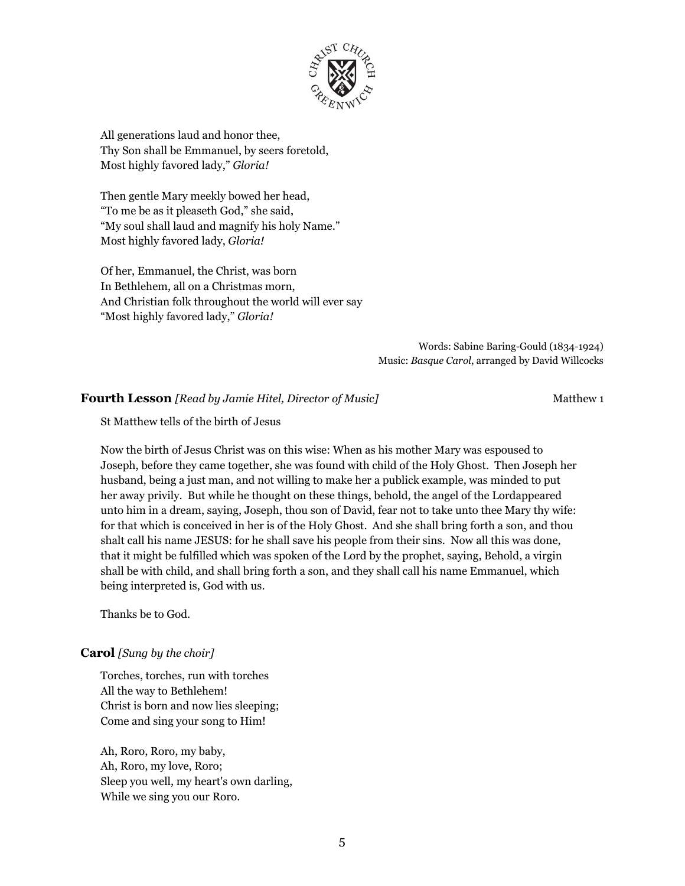All generations laud and honor thee,
Thy Son shall be Emmanuel, by seers foretold,
Most highly favored lady," *Gloria!*

Then gentle Mary meekly bowed her head,
"To me be as it pleaseth God," she said,
"My soul shall laud and magnify his holy Name."
Most highly favored lady, *Gloria!*

Of her, Emmanuel, the Christ, was born
In Bethlehem, all on a Christmas morn,
And Christian folk throughout the world will ever say
"Most highly favored lady," *Gloria!*

Words: Sabine Baring-Gould (1834-1924)
Music: *Basque Carol*, arranged by David Willcocks

**Fourth Lesson** *[Read by Jamie Hitel, Director of Music]* Matthew 1

St Matthew tells of the birth of Jesus

Now the birth of Jesus Christ was on this wise: When as his mother Mary was espoused to Joseph, before they came together, she was found with child of the Holy Ghost. Then Joseph her husband, being a just man, and not willing to make her a publick example, was minded to put her away privily. But while he thought on these things, behold, the angel of the Lordappeared unto him in a dream, saying, Joseph, thou son of David, fear not to take unto thee Mary thy wife: for that which is conceived in her is of the Holy Ghost. And she shall bring forth a son, and thou shalt call his name JESUS: for he shall save his people from their sins. Now all this was done, that it might be fulfilled which was spoken of the Lord by the prophet, saying, Behold, a virgin shall be with child, and shall bring forth a son, and they shall call his name Emmanuel, which being interpreted is, God with us.

Thanks be to God.

**Carol** *[Sung by the choir]*

Torches, torches, run with torches
All the way to Bethlehem!
Christ is born and now lies sleeping;
Come and sing your song to Him!

Ah, Roro, Roro, my baby,
Ah, Roro, my love, Roro;
Sleep you well, my heart's own darling,
While we sing you our Roro.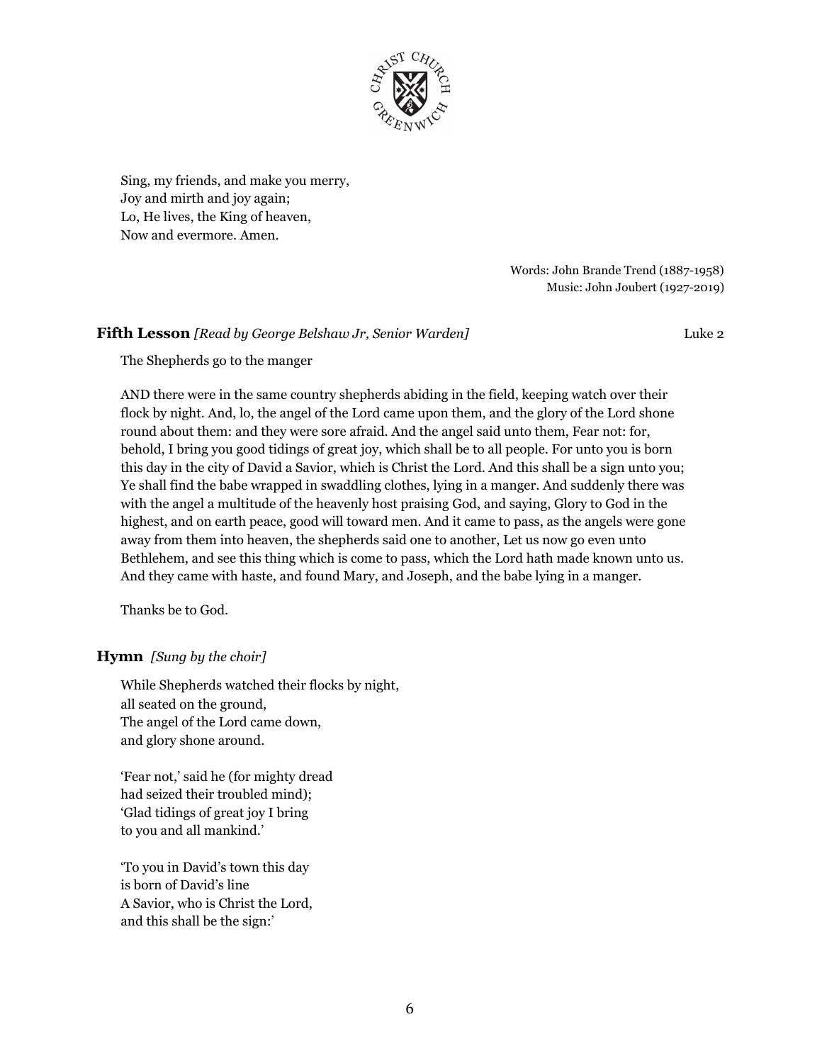Sing, my friends, and make you merry,
Joy and mirth and joy again;
Lo, He lives, the King of heaven,
Now and evermore. Amen.

Words: John Brande Trend (1887-1958)
Music: John Joubert (1927-2019)

**Fifth Lesson** *[Read by George Belshaw Jr, Senior Warden]* Luke 2

The Shepherds go to the manger

AND there were in the same country shepherds abiding in the field, keeping watch over their flock by night. And, lo, the angel of the Lord came upon them, and the glory of the Lord shone round about them: and they were sore afraid. And the angel said unto them, Fear not: for, behold, I bring you good tidings of great joy, which shall be to all people. For unto you is born this day in the city of David a Savior, which is Christ the Lord. And this shall be a sign unto you; Ye shall find the babe wrapped in swaddling clothes, lying in a manger. And suddenly there was with the angel a multitude of the heavenly host praising God, and saying, Glory to God in the highest, and on earth peace, good will toward men. And it came to pass, as the angels were gone away from them into heaven, the shepherds said one to another, Let us now go even unto Bethlehem, and see this thing which is come to pass, which the Lord hath made known unto us. And they came with haste, and found Mary, and Joseph, and the babe lying in a manger.

Thanks be to God.

**Hymn** *[Sung by the choir]*

While Shepherds watched their flocks by night,
all seated on the ground,
The angel of the Lord came down,
and glory shone around.

'Fear not,' said he (for mighty dread
had seized their troubled mind);
'Glad tidings of great joy I bring
to you and all mankind.'

'To you in David's town this day
is born of David's line
A Savior, who is Christ the Lord,
and this shall be the sign:'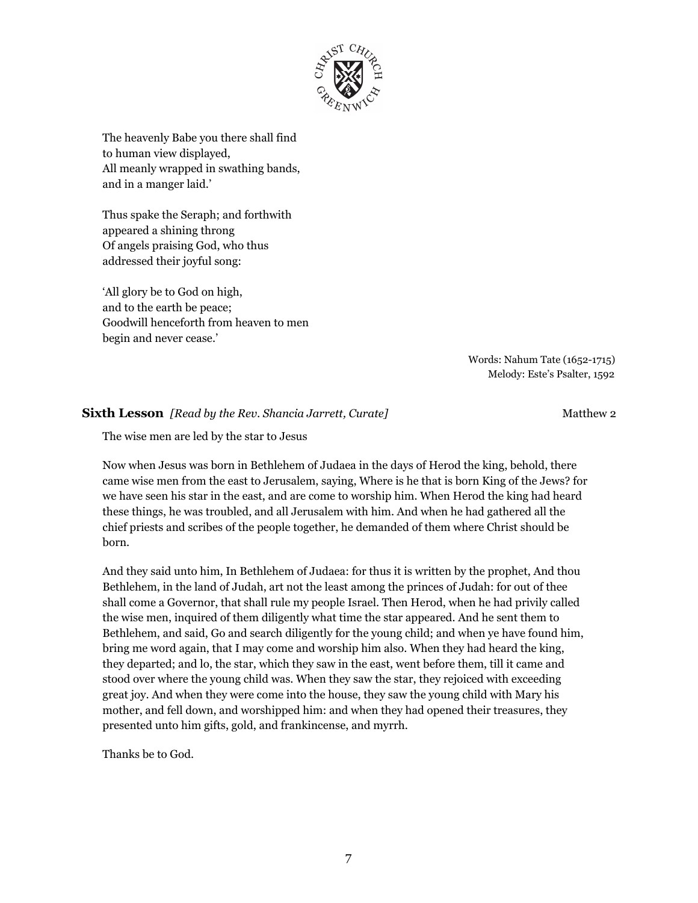The heavenly Babe you there shall find
to human view displayed,
All meanly wrapped in swathing bands,
and in a manger laid.'

Thus spake the Seraph; and forthwith
appeared a shining throng
Of angels praising God, who thus
addressed their joyful song:

'All glory be to God on high,
and to the earth be peace;
Goodwill henceforth from heaven to men
begin and never cease.'

Words: Nahum Tate (1652-1715)
Melody: Este's Psalter, 1592

### **Sixth Lesson** *[Read by the Rev. Shancia Jarrett, Curate]* Matthew 2

The wise men are led by the star to Jesus

Now when Jesus was born in Bethlehem of Judaea in the days of Herod the king, behold, there came wise men from the east to Jerusalem, saying, Where is he that is born King of the Jews? for we have seen his star in the east, and are come to worship him. When Herod the king had heard these things, he was troubled, and all Jerusalem with him. And when he had gathered all the chief priests and scribes of the people together, he demanded of them where Christ should be born.

And they said unto him, In Bethlehem of Judaea: for thus it is written by the prophet, And thou Bethlehem, in the land of Judah, art not the least among the princes of Judah: for out of thee shall come a Governor, that shall rule my people Israel. Then Herod, when he had privily called the wise men, inquired of them diligently what time the star appeared. And he sent them to Bethlehem, and said, Go and search diligently for the young child; and when ye have found him, bring me word again, that I may come and worship him also. When they had heard the king, they departed; and lo, the star, which they saw in the east, went before them, till it came and stood over where the young child was. When they saw the star, they rejoiced with exceeding great joy. And when they were come into the house, they saw the young child with Mary his mother, and fell down, and worshipped him: and when they had opened their treasures, they presented unto him gifts, gold, and frankincense, and myrrh.

Thanks be to God.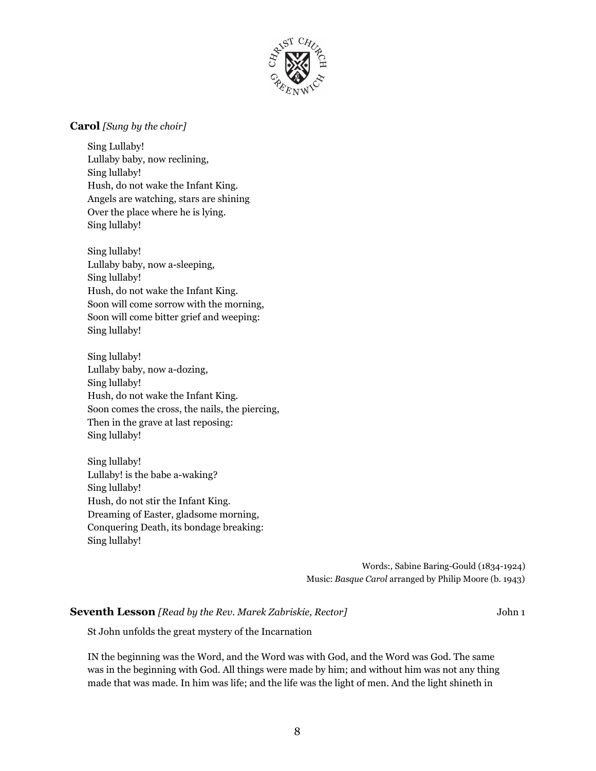**Carol** *[Sung by the choir]*

Sing Lullaby!
Lullaby baby, now reclining,
Sing lullaby!
Hush, do not wake the Infant King.
Angels are watching, stars are shining
Over the place where he is lying.
Sing lullaby!

Sing lullaby!
Lullaby baby, now a-sleeping,
Sing lullaby!
Hush, do not wake the Infant King.
Soon will come sorrow with the morning,
Soon will come bitter grief and weeping:
Sing lullaby!

Sing lullaby!
Lullaby baby, now a-dozing,
Sing lullaby!
Hush, do not wake the Infant King.
Soon comes the cross, the nails, the piercing,
Then in the grave at last reposing:
Sing lullaby!

Sing lullaby!
Lullaby! is the babe a-waking?
Sing lullaby!
Hush, do not stir the Infant King.
Dreaming of Easter, gladsome morning,
Conquering Death, its bondage breaking:
Sing lullaby!

Words:, Sabine Baring-Gould (1834-1924)
Music: *Basque Carol* arranged by Philip Moore (b. 1943)

**Seventh Lesson** *[Read by the Rev. Marek Zabriskie, Rector]* John 1

St John unfolds the great mystery of the Incarnation

IN the beginning was the Word, and the Word was with God, and the Word was God. The same was in the beginning with God. All things were made by him; and without him was not any thing made that was made. In him was life; and the life was the light of men. And the light shineth in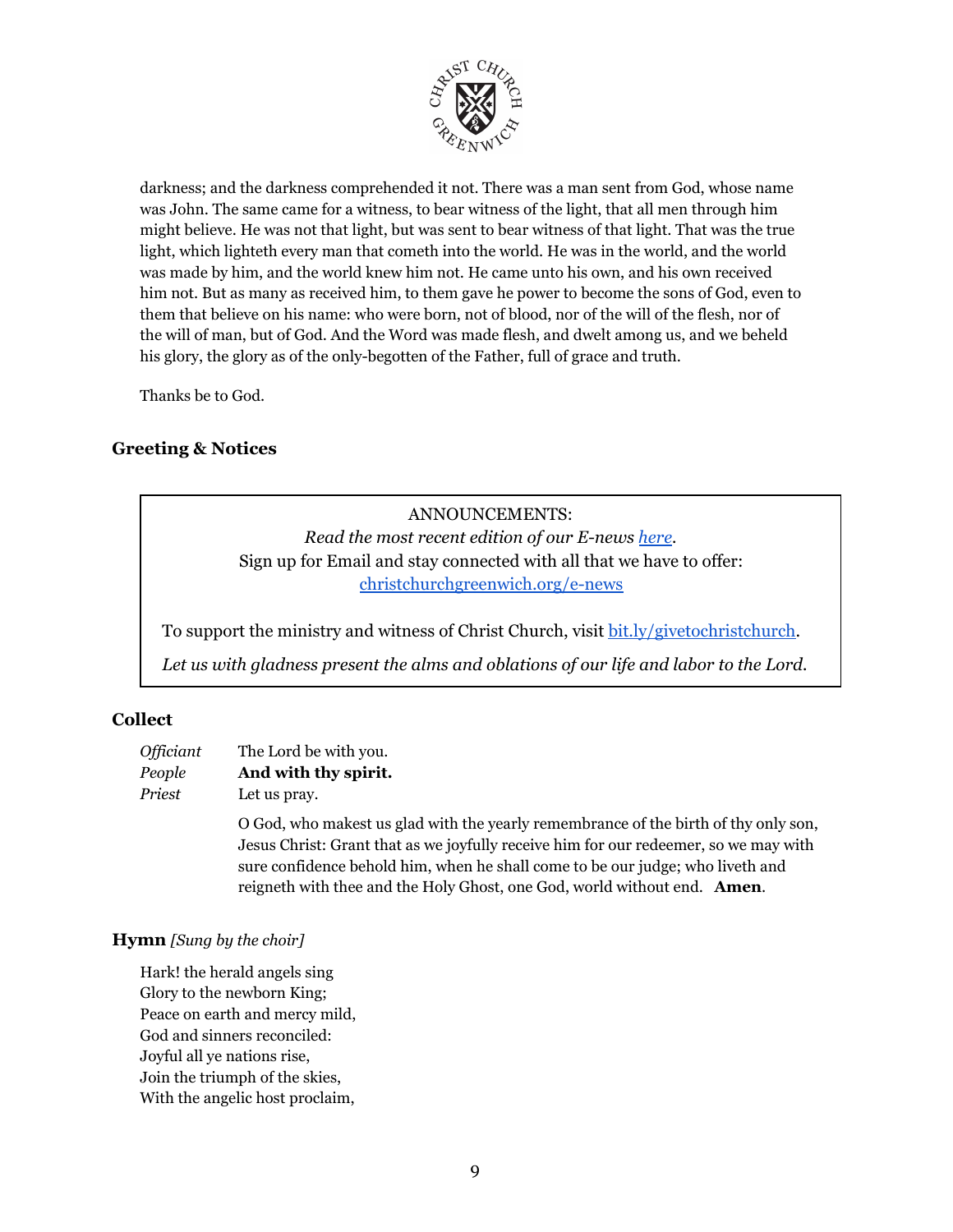darkness; and the darkness comprehended it not. There was a man sent from God, whose name was John. The same came for a witness, to bear witness of the light, that all men through him might believe. He was not that light, but was sent to bear witness of that light. That was the true light, which lighteth every man that cometh into the world. He was in the world, and the world was made by him, and the world knew him not. He came unto his own, and his own received him not. But as many as received him, to them gave he power to become the sons of God, even to them that believe on his name: who were born, not of blood, nor of the will of the flesh, nor of the will of man, but of God. And the Word was made flesh, and dwelt among us, and we beheld his glory, the glory as of the only-begotten of the Father, full of grace and truth.

Thanks be to God.

### Greeting & Notices

ANNOUNCEMENTS:

*Read the most recent edition of our E-news here.*

Sign up for Email and stay connected with all that we have to offer: christchurchgreenwich.org/e-news

To support the ministry and witness of Christ Church, visit bit.ly/givetochristchurch.

*Let us with gladness present the alms and oblations of our life and labor to the Lord.*

### Collect

*Officiant* The Lord be with you.
*People* **And with thy spirit.**
*Priest* Let us pray.

O God, who makest us glad with the yearly remembrance of the birth of thy only son, Jesus Christ: Grant that as we joyfully receive him for our redeemer, so we may with sure confidence behold him, when he shall come to be our judge; who liveth and reigneth with thee and the Holy Ghost, one God, world without end. **Amen**.

### Hymn *[Sung by the choir]*

Hark! the herald angels sing
Glory to the newborn King;
Peace on earth and mercy mild,
God and sinners reconciled:
Joyful all ye nations rise,
Join the triumph of the skies,
With the angelic host proclaim,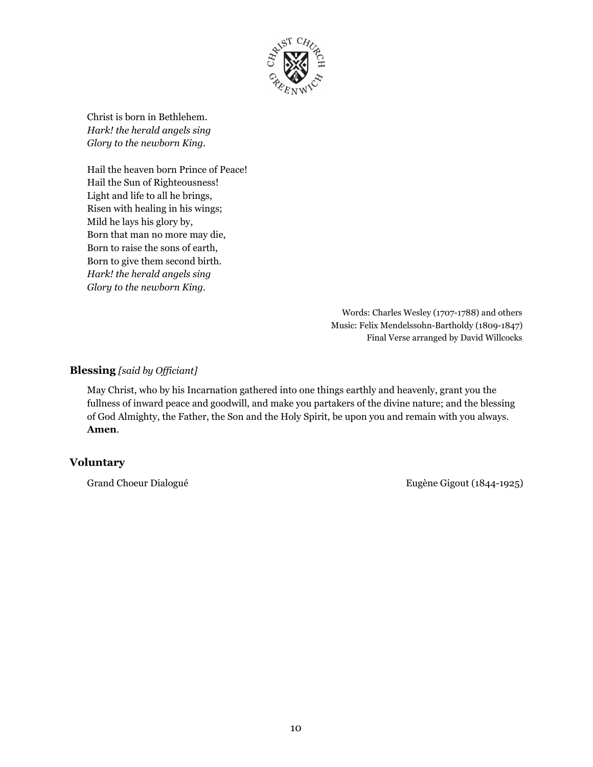Christ is born in Bethlehem.
*Hark! the herald angels sing*
*Glory to the newborn King.*

Hail the heaven born Prince of Peace!
Hail the Sun of Righteousness!
Light and life to all he brings,
Risen with healing in his wings;
Mild he lays his glory by,
Born that man no more may die,
Born to raise the sons of earth,
Born to give them second birth.
*Hark! the herald angels sing*
*Glory to the newborn King.*

Words: Charles Wesley (1707-1788) and others
Music: Felix Mendelssohn-Bartholdy (1809-1847)
Final Verse arranged by David Willcocks

## Blessing *[said by Officiant]*

May Christ, who by his Incarnation gathered into one things earthly and heavenly, grant you the fullness of inward peace and goodwill, and make you partakers of the divine nature; and the blessing of God Almighty, the Father, the Son and the Holy Spirit, be upon you and remain with you always. **Amen**.

## Voluntary

Grand Choeur Dialogué — Eugène Gigout (1844-1925)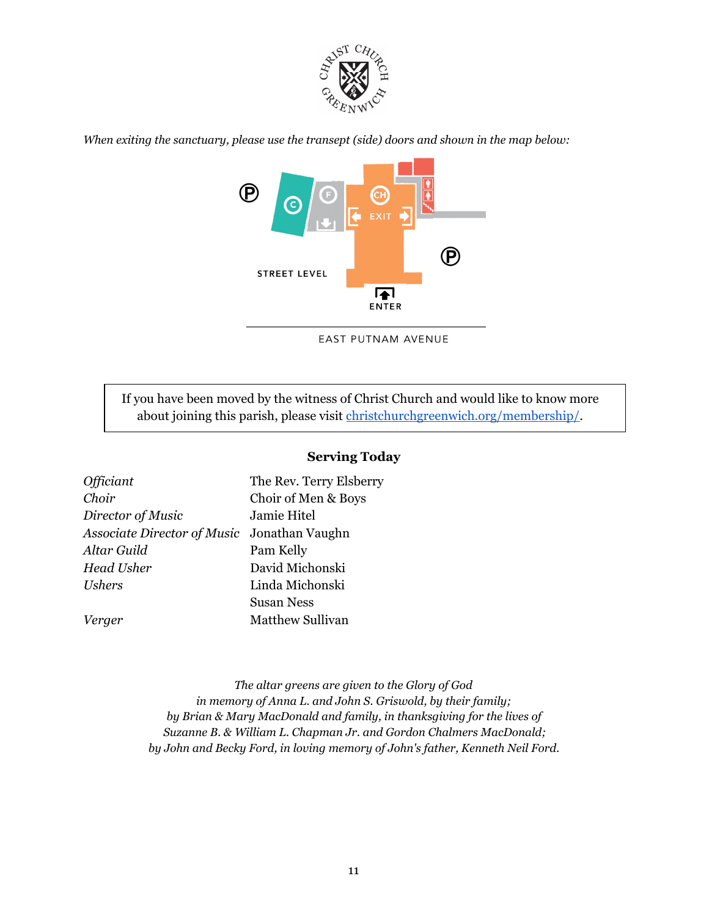*When exiting the sanctuary, please use the transept (side) doors and shown in the map below:*

STREET LEVEL

EXIT

ENTER

EAST PUTNAM AVENUE

If you have been moved by the witness of Christ Church and would like to know more about joining this parish, please visit [christchurchgreenwich.org/membership/](christchurchgreenwich.org/membership/).

## Serving Today

| | |
|---|---|
| *Officiant* | The Rev. Terry Elsberry |
| *Choir* | Choir of Men & Boys |
| *Director of Music* | Jamie Hitel |
| *Associate Director of Music* | Jonathan Vaughn |
| *Altar Guild* | Pam Kelly |
| *Head Usher* | David Michonski |
| *Ushers* | Linda Michonski |
| | Susan Ness |
| *Verger* | Matthew Sullivan |

*The altar greens are given to the Glory of God*
*in memory of Anna L. and John S. Griswold, by their family;*
*by Brian & Mary MacDonald and family, in thanksgiving for the lives of*
*Suzanne B. & William L. Chapman Jr. and Gordon Chalmers MacDonald;*
*by John and Becky Ford, in loving memory of John's father, Kenneth Neil Ford.*